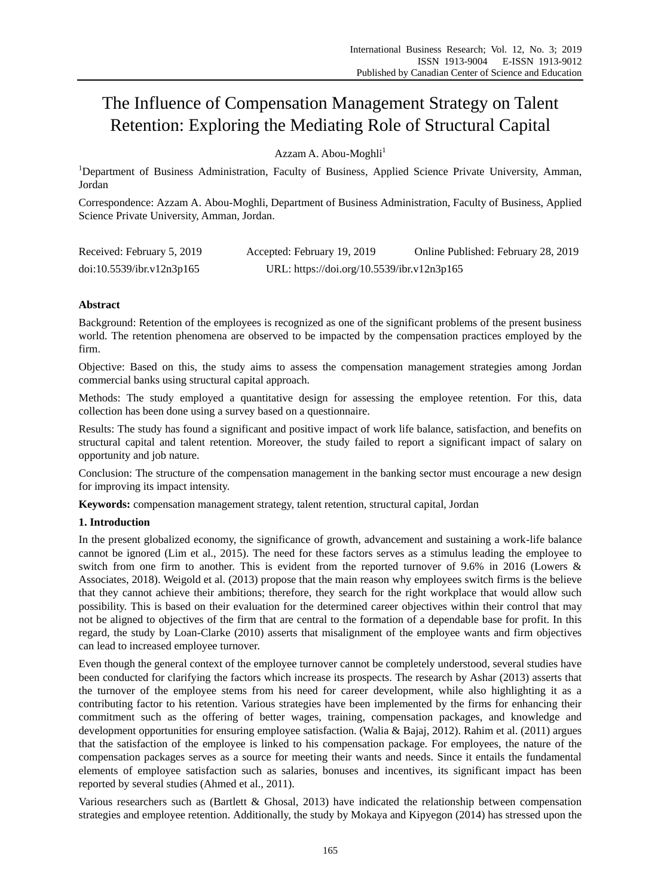# The Influence of Compensation Management Strategy on Talent Retention: Exploring the Mediating Role of Structural Capital

Azzam A. Abou-Moghli[1]

[1]Department of Business Administration, Faculty of Business, Applied Science Private University, Amman, Jordan

Correspondence: Azzam A. Abou-Moghli, Department of Business Administration, Faculty of Business, Applied Science Private University, Amman, Jordan.

Received: February 5, 2019    Accepted: February 19, 2019    Online Published: February 28, 2019

doi:10.5539/ibr.v12n3p165    URL: https://doi.org/10.5539/ibr.v12n3p165

**Abstract**

Background: Retention of the employees is recognized as one of the significant problems of the present business world. The retention phenomena are observed to be impacted by the compensation practices employed by the firm.

Objective: Based on this, the study aims to assess the compensation management strategies among Jordan commercial banks using structural capital approach.

Methods: The study employed a quantitative design for assessing the employee retention. For this, data collection has been done using a survey based on a questionnaire.

Results: The study has found a significant and positive impact of work life balance, satisfaction, and benefits on structural capital and talent retention. Moreover, the study failed to report a significant impact of salary on opportunity and job nature.

Conclusion: The structure of the compensation management in the banking sector must encourage a new design for improving its impact intensity.

**Keywords:** compensation management strategy, talent retention, structural capital, Jordan

## 1. Introduction

In the present globalized economy, the significance of growth, advancement and sustaining a work-life balance cannot be ignored (Lim et al., 2015). The need for these factors serves as a stimulus leading the employee to switch from one firm to another. This is evident from the reported turnover of 9.6% in 2016 (Lowers & Associates, 2018). Weigold et al. (2013) propose that the main reason why employees switch firms is the believe that they cannot achieve their ambitions; therefore, they search for the right workplace that would allow such possibility. This is based on their evaluation for the determined career objectives within their control that may not be aligned to objectives of the firm that are central to the formation of a dependable base for profit. In this regard, the study by Loan-Clarke (2010) asserts that misalignment of the employee wants and firm objectives can lead to increased employee turnover.

Even though the general context of the employee turnover cannot be completely understood, several studies have been conducted for clarifying the factors which increase its prospects. The research by Ashar (2013) asserts that the turnover of the employee stems from his need for career development, while also highlighting it as a contributing factor to his retention. Various strategies have been implemented by the firms for enhancing their commitment such as the offering of better wages, training, compensation packages, and knowledge and development opportunities for ensuring employee satisfaction. (Walia & Bajaj, 2012). Rahim et al. (2011) argues that the satisfaction of the employee is linked to his compensation package. For employees, the nature of the compensation packages serves as a source for meeting their wants and needs. Since it entails the fundamental elements of employee satisfaction such as salaries, bonuses and incentives, its significant impact has been reported by several studies (Ahmed et al., 2011).

Various researchers such as (Bartlett & Ghosal, 2013) have indicated the relationship between compensation strategies and employee retention. Additionally, the study by Mokaya and Kipyegon (2014) has stressed upon the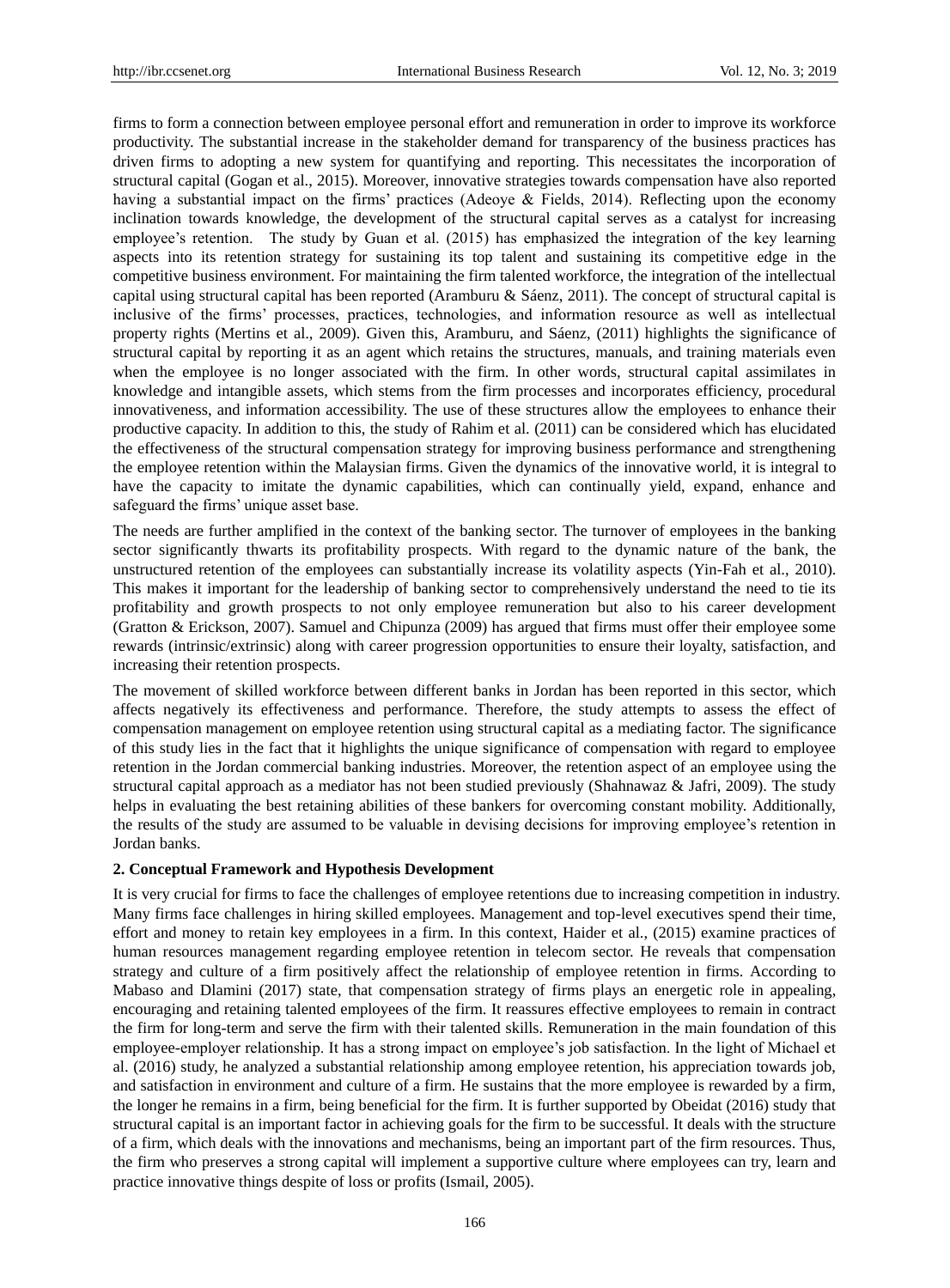firms to form a connection between employee personal effort and remuneration in order to improve its workforce productivity. The substantial increase in the stakeholder demand for transparency of the business practices has driven firms to adopting a new system for quantifying and reporting. This necessitates the incorporation of structural capital (Gogan et al., 2015). Moreover, innovative strategies towards compensation have also reported having a substantial impact on the firms' practices (Adeoye & Fields, 2014). Reflecting upon the economy inclination towards knowledge, the development of the structural capital serves as a catalyst for increasing employee's retention. The study by Guan et al. (2015) has emphasized the integration of the key learning aspects into its retention strategy for sustaining its top talent and sustaining its competitive edge in the competitive business environment. For maintaining the firm talented workforce, the integration of the intellectual capital using structural capital has been reported (Aramburu & Sáenz, 2011). The concept of structural capital is inclusive of the firms' processes, practices, technologies, and information resource as well as intellectual property rights (Mertins et al., 2009). Given this, Aramburu, and Sáenz, (2011) highlights the significance of structural capital by reporting it as an agent which retains the structures, manuals, and training materials even when the employee is no longer associated with the firm. In other words, structural capital assimilates in knowledge and intangible assets, which stems from the firm processes and incorporates efficiency, procedural innovativeness, and information accessibility. The use of these structures allow the employees to enhance their productive capacity. In addition to this, the study of Rahim et al. (2011) can be considered which has elucidated the effectiveness of the structural compensation strategy for improving business performance and strengthening the employee retention within the Malaysian firms. Given the dynamics of the innovative world, it is integral to have the capacity to imitate the dynamic capabilities, which can continually yield, expand, enhance and safeguard the firms' unique asset base.

The needs are further amplified in the context of the banking sector. The turnover of employees in the banking sector significantly thwarts its profitability prospects. With regard to the dynamic nature of the bank, the unstructured retention of the employees can substantially increase its volatility aspects (Yin-Fah et al., 2010). This makes it important for the leadership of banking sector to comprehensively understand the need to tie its profitability and growth prospects to not only employee remuneration but also to his career development (Gratton & Erickson, 2007). Samuel and Chipunza (2009) has argued that firms must offer their employee some rewards (intrinsic/extrinsic) along with career progression opportunities to ensure their loyalty, satisfaction, and increasing their retention prospects.

The movement of skilled workforce between different banks in Jordan has been reported in this sector, which affects negatively its effectiveness and performance. Therefore, the study attempts to assess the effect of compensation management on employee retention using structural capital as a mediating factor. The significance of this study lies in the fact that it highlights the unique significance of compensation with regard to employee retention in the Jordan commercial banking industries. Moreover, the retention aspect of an employee using the structural capital approach as a mediator has not been studied previously (Shahnawaz & Jafri, 2009). The study helps in evaluating the best retaining abilities of these bankers for overcoming constant mobility. Additionally, the results of the study are assumed to be valuable in devising decisions for improving employee's retention in Jordan banks.

## 2. Conceptual Framework and Hypothesis Development

It is very crucial for firms to face the challenges of employee retentions due to increasing competition in industry. Many firms face challenges in hiring skilled employees. Management and top-level executives spend their time, effort and money to retain key employees in a firm. In this context, Haider et al., (2015) examine practices of human resources management regarding employee retention in telecom sector. He reveals that compensation strategy and culture of a firm positively affect the relationship of employee retention in firms. According to Mabaso and Dlamini (2017) state, that compensation strategy of firms plays an energetic role in appealing, encouraging and retaining talented employees of the firm. It reassures effective employees to remain in contract the firm for long-term and serve the firm with their talented skills. Remuneration in the main foundation of this employee-employer relationship. It has a strong impact on employee's job satisfaction. In the light of Michael et al. (2016) study, he analyzed a substantial relationship among employee retention, his appreciation towards job, and satisfaction in environment and culture of a firm. He sustains that the more employee is rewarded by a firm, the longer he remains in a firm, being beneficial for the firm. It is further supported by Obeidat (2016) study that structural capital is an important factor in achieving goals for the firm to be successful. It deals with the structure of a firm, which deals with the innovations and mechanisms, being an important part of the firm resources. Thus, the firm who preserves a strong capital will implement a supportive culture where employees can try, learn and practice innovative things despite of loss or profits (Ismail, 2005).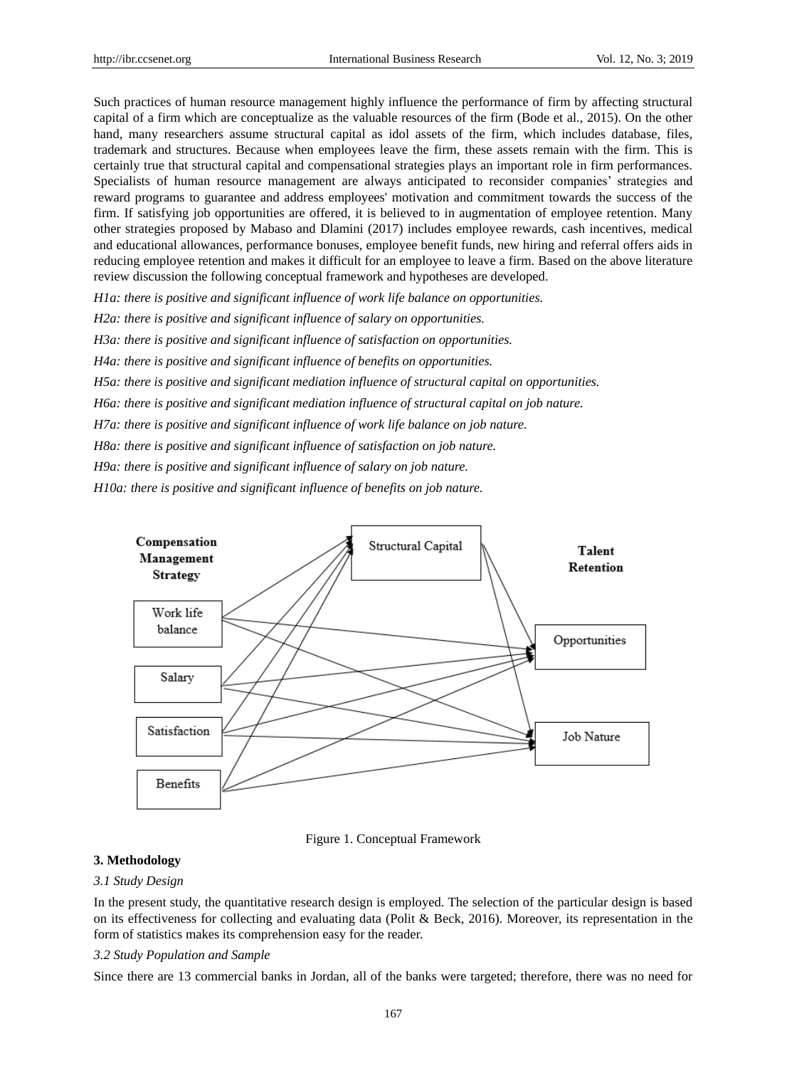Such practices of human resource management highly influence the performance of firm by affecting structural capital of a firm which are conceptualize as the valuable resources of the firm (Bode et al., 2015). On the other hand, many researchers assume structural capital as idol assets of the firm, which includes database, files, trademark and structures. Because when employees leave the firm, these assets remain with the firm. This is certainly true that structural capital and compensational strategies plays an important role in firm performances. Specialists of human resource management are always anticipated to reconsider companies' strategies and reward programs to guarantee and address employees' motivation and commitment towards the success of the firm. If satisfying job opportunities are offered, it is believed to in augmentation of employee retention. Many other strategies proposed by Mabaso and Dlamini (2017) includes employee rewards, cash incentives, medical and educational allowances, performance bonuses, employee benefit funds, new hiring and referral offers aids in reducing employee retention and makes it difficult for an employee to leave a firm. Based on the above literature review discussion the following conceptual framework and hypotheses are developed.

*H1a: there is positive and significant influence of work life balance on opportunities.*

*H2a: there is positive and significant influence of salary on opportunities.*

*H3a: there is positive and significant influence of satisfaction on opportunities.*

*H4a: there is positive and significant influence of benefits on opportunities.*

*H5a: there is positive and significant mediation influence of structural capital on opportunities.*

*H6a: there is positive and significant mediation influence of structural capital on job nature.*

*H7a: there is positive and significant influence of work life balance on job nature.*

*H8a: there is positive and significant influence of satisfaction on job nature.*

*H9a: there is positive and significant influence of salary on job nature.*

*H10a: there is positive and significant influence of benefits on job nature.*

Figure 1. Conceptual Framework

### 3. Methodology

#### *3.1 Study Design*

In the present study, the quantitative research design is employed. The selection of the particular design is based on its effectiveness for collecting and evaluating data (Polit & Beck, 2016). Moreover, its representation in the form of statistics makes its comprehension easy for the reader.

#### *3.2 Study Population and Sample*

Since there are 13 commercial banks in Jordan, all of the banks were targeted; therefore, there was no need for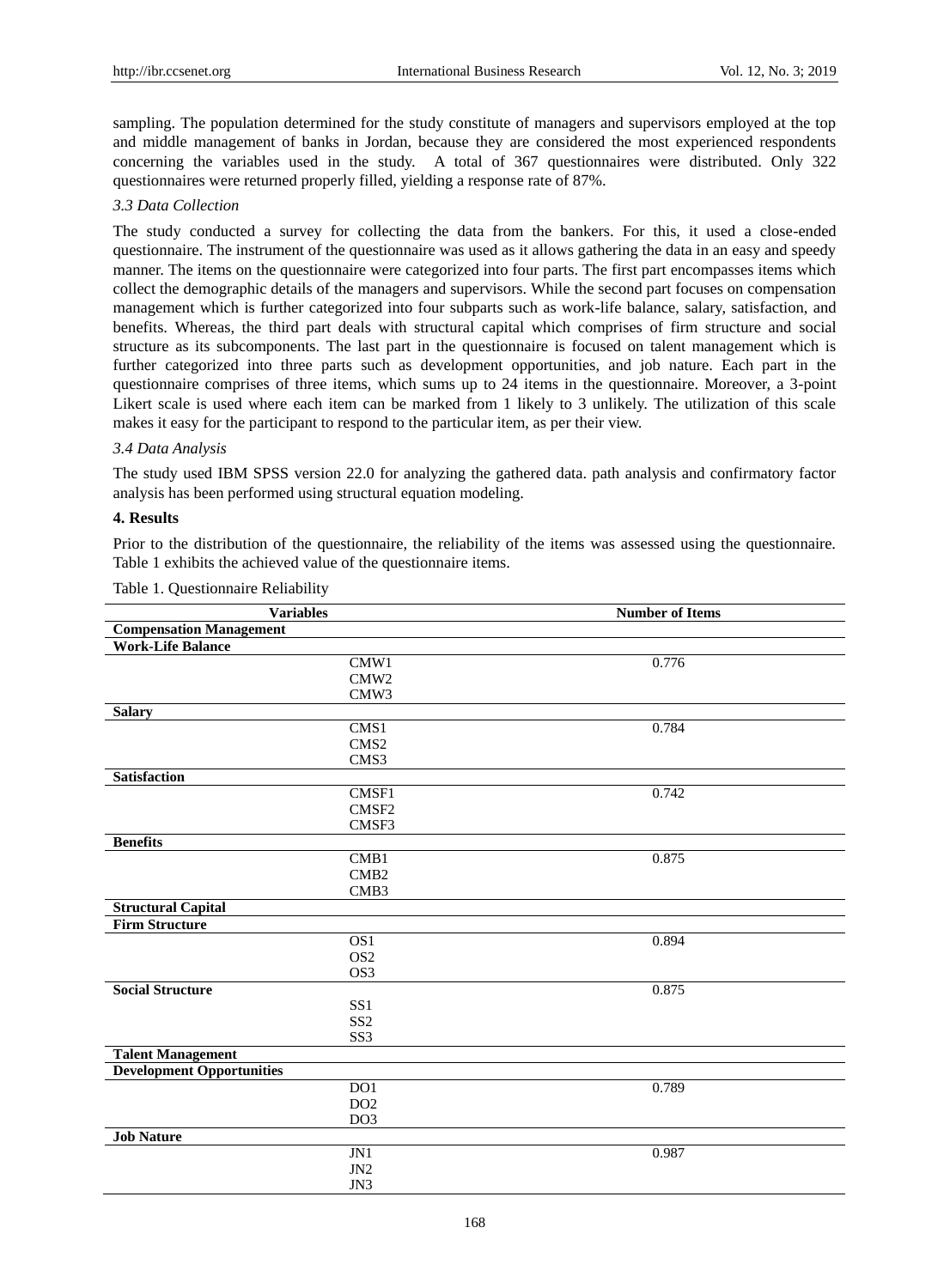sampling. The population determined for the study constitute of managers and supervisors employed at the top and middle management of banks in Jordan, because they are considered the most experienced respondents concerning the variables used in the study. A total of 367 questionnaires were distributed. Only 322 questionnaires were returned properly filled, yielding a response rate of 87%.

*3.3 Data Collection*

The study conducted a survey for collecting the data from the bankers. For this, it used a close-ended questionnaire. The instrument of the questionnaire was used as it allows gathering the data in an easy and speedy manner. The items on the questionnaire were categorized into four parts. The first part encompasses items which collect the demographic details of the managers and supervisors. While the second part focuses on compensation management which is further categorized into four subparts such as work-life balance, salary, satisfaction, and benefits. Whereas, the third part deals with structural capital which comprises of firm structure and social structure as its subcomponents. The last part in the questionnaire is focused on talent management which is further categorized into three parts such as development opportunities, and job nature. Each part in the questionnaire comprises of three items, which sums up to 24 items in the questionnaire. Moreover, a 3-point Likert scale is used where each item can be marked from 1 likely to 3 unlikely. The utilization of this scale makes it easy for the participant to respond to the particular item, as per their view.

*3.4 Data Analysis*

The study used IBM SPSS version 22.0 for analyzing the gathered data. path analysis and confirmatory factor analysis has been performed using structural equation modeling.

## 4. Results

Prior to the distribution of the questionnaire, the reliability of the items was assessed using the questionnaire. Table 1 exhibits the achieved value of the questionnaire items.

Table 1. Questionnaire Reliability

| Variables | | Number of Items |
|---|---|---|
| **Compensation Management** | | |
| **Work-Life Balance** | | |
| | CMW1 | 0.776 |
| | CMW2 | |
| | CMW3 | |
| **Salary** | | |
| | CMS1 | 0.784 |
| | CMS2 | |
| | CMS3 | |
| **Satisfaction** | | |
| | CMSF1 | 0.742 |
| | CMSF2 | |
| | CMSF3 | |
| **Benefits** | | |
| | CMB1 | 0.875 |
| | CMB2 | |
| | CMB3 | |
| **Structural Capital** | | |
| **Firm Structure** | | |
| | OS1 | 0.894 |
| | OS2 | |
| | OS3 | |
| **Social Structure** | | 0.875 |
| | SS1 | |
| | SS2 | |
| | SS3 | |
| **Talent Management** | | |
| **Development Opportunities** | | |
| | DO1 | 0.789 |
| | DO2 | |
| | DO3 | |
| **Job Nature** | | |
| | JN1 | 0.987 |
| | JN2 | |
| | JN3 | |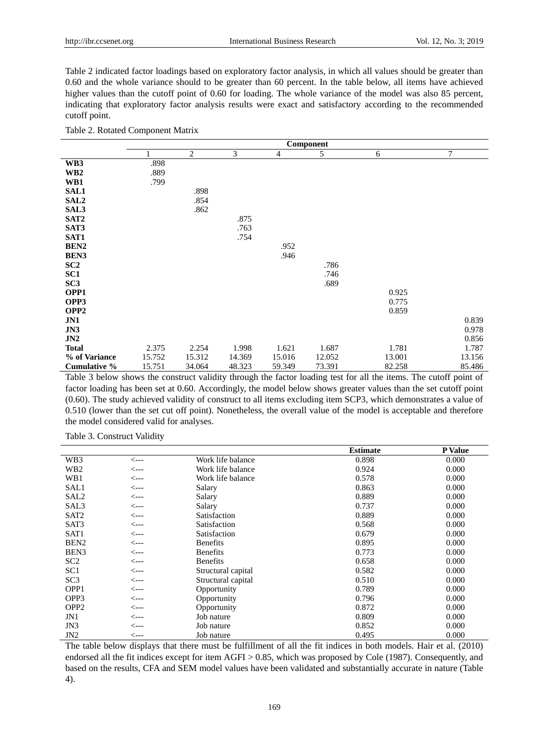Table 2 indicated factor loadings based on exploratory factor analysis, in which all values should be greater than 0.60 and the whole variance should to be greater than 60 percent. In the table below, all items have achieved higher values than the cutoff point of 0.60 for loading. The whole variance of the model was also 85 percent, indicating that exploratory factor analysis results were exact and satisfactory according to the recommended cutoff point.

Table 2. Rotated Component Matrix

| | Component | | | | | | |
|---|---|---|---|---|---|---|---|
| | 1 | 2 | 3 | 4 | 5 | 6 | 7 |
| **WB3** | .898 | | | | | | |
| **WB2** | .889 | | | | | | |
| **WB1** | .799 | | | | | | |
| **SAL1** | | .898 | | | | | |
| **SAL2** | | .854 | | | | | |
| **SAL3** | | .862 | | | | | |
| **SAT2** | | | .875 | | | | |
| **SAT3** | | | .763 | | | | |
| **SAT1** | | | .754 | | | | |
| **BEN2** | | | | .952 | | | |
| **BEN3** | | | | .946 | | | |
| **SC2** | | | | | .786 | | |
| **SC1** | | | | | .746 | | |
| **SC3** | | | | | .689 | | |
| **OPP1** | | | | | | 0.925 | |
| **OPP3** | | | | | | 0.775 | |
| **OPP2** | | | | | | 0.859 | |
| **JN1** | | | | | | | 0.839 |
| **JN3** | | | | | | | 0.978 |
| **JN2** | | | | | | | 0.856 |
| **Total** | 2.375 | 2.254 | 1.998 | 1.621 | 1.687 | 1.781 | 1.787 |
| **% of Variance** | 15.752 | 15.312 | 14.369 | 15.016 | 12.052 | 13.001 | 13.156 |
| **Cumulative %** | 15.751 | 34.064 | 48.323 | 59.349 | 73.391 | 82.258 | 85.486 |

Table 3 below shows the construct validity through the factor loading test for all the items. The cutoff point of factor loading has been set at 0.60. Accordingly, the model below shows greater values than the set cutoff point (0.60). The study achieved validity of construct to all items excluding item SCP3, which demonstrates a value of 0.510 (lower than the set cut off point). Nonetheless, the overall value of the model is acceptable and therefore the model considered valid for analyses.

Table 3. Construct Validity

| | | | Estimate | P Value |
|---|---|---|---|---|
| WB3 | <--- | Work life balance | 0.898 | 0.000 |
| WB2 | <--- | Work life balance | 0.924 | 0.000 |
| WB1 | <--- | Work life balance | 0.578 | 0.000 |
| SAL1 | <--- | Salary | 0.863 | 0.000 |
| SAL2 | <--- | Salary | 0.889 | 0.000 |
| SAL3 | <--- | Salary | 0.737 | 0.000 |
| SAT2 | <--- | Satisfaction | 0.889 | 0.000 |
| SAT3 | <--- | Satisfaction | 0.568 | 0.000 |
| SAT1 | <--- | Satisfaction | 0.679 | 0.000 |
| BEN2 | <--- | Benefits | 0.895 | 0.000 |
| BEN3 | <--- | Benefits | 0.773 | 0.000 |
| SC2 | <--- | Benefits | 0.658 | 0.000 |
| SC1 | <--- | Structural capital | 0.582 | 0.000 |
| SC3 | <--- | Structural capital | 0.510 | 0.000 |
| OPP1 | <--- | Opportunity | 0.789 | 0.000 |
| OPP3 | <--- | Opportunity | 0.796 | 0.000 |
| OPP2 | <--- | Opportunity | 0.872 | 0.000 |
| JN1 | <--- | Job nature | 0.809 | 0.000 |
| JN3 | <--- | Job nature | 0.852 | 0.000 |
| JN2 | <--- | Job nature | 0.495 | 0.000 |

The table below displays that there must be fulfillment of all the fit indices in both models. Hair et al. (2010) endorsed all the fit indices except for item AGFI > 0.85, which was proposed by Cole (1987). Consequently, and based on the results, CFA and SEM model values have been validated and substantially accurate in nature (Table 4).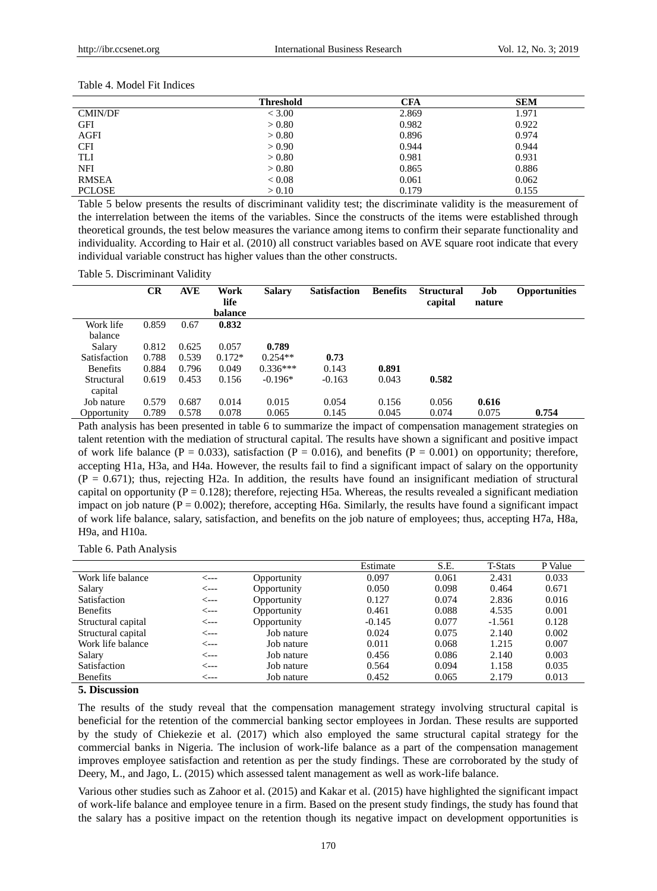Table 4. Model Fit Indices

| | Threshold | CFA | SEM |
|---|---|---|---|
| CMIN/DF | < 3.00 | 2.869 | 1.971 |
| GFI | > 0.80 | 0.982 | 0.922 |
| AGFI | > 0.80 | 0.896 | 0.974 |
| CFI | > 0.90 | 0.944 | 0.944 |
| TLI | > 0.80 | 0.981 | 0.931 |
| NFI | > 0.80 | 0.865 | 0.886 |
| RMSEA | < 0.08 | 0.061 | 0.062 |
| PCLOSE | > 0.10 | 0.179 | 0.155 |

Table 5 below presents the results of discriminant validity test; the discriminate validity is the measurement of the interrelation between the items of the variables. Since the constructs of the items were established through theoretical grounds, the test below measures the variance among items to confirm their separate functionality and individuality. According to Hair et al. (2010) all construct variables based on AVE square root indicate that every individual variable construct has higher values than the other constructs.

Table 5. Discriminant Validity

| | CR | AVE | Work life balance | Salary | Satisfaction | Benefits | Structural capital | Job nature | Opportunities |
|---|---|---|---|---|---|---|---|---|---|
| Work life balance | 0.859 | 0.67 | **0.832** | | | | | | |
| Salary | 0.812 | 0.625 | 0.057 | **0.789** | | | | | |
| Satisfaction | 0.788 | 0.539 | 0.172* | 0.254** | **0.73** | | | | |
| Benefits | 0.884 | 0.796 | 0.049 | 0.336*** | 0.143 | **0.891** | | | |
| Structural capital | 0.619 | 0.453 | 0.156 | -0.196* | -0.163 | 0.043 | **0.582** | | |
| Job nature | 0.579 | 0.687 | 0.014 | 0.015 | 0.054 | 0.156 | 0.056 | **0.616** | |
| Opportunity | 0.789 | 0.578 | 0.078 | 0.065 | 0.145 | 0.045 | 0.074 | 0.075 | **0.754** |

Path analysis has been presented in table 6 to summarize the impact of compensation management strategies on talent retention with the mediation of structural capital. The results have shown a significant and positive impact of work life balance (P = 0.033), satisfaction (P = 0.016), and benefits (P = 0.001) on opportunity; therefore, accepting H1a, H3a, and H4a. However, the results fail to find a significant impact of salary on the opportunity (P = 0.671); thus, rejecting H2a. In addition, the results have found an insignificant mediation of structural capital on opportunity (P = 0.128); therefore, rejecting H5a. Whereas, the results revealed a significant mediation impact on job nature (P = 0.002); therefore, accepting H6a. Similarly, the results have found a significant impact of work life balance, salary, satisfaction, and benefits on the job nature of employees; thus, accepting H7a, H8a, H9a, and H10a.

Table 6. Path Analysis

| | | | Estimate | S.E. | T-Stats | P Value |
|---|---|---|---|---|---|---|
| Work life balance | <--- | Opportunity | 0.097 | 0.061 | 2.431 | 0.033 |
| Salary | <--- | Opportunity | 0.050 | 0.098 | 0.464 | 0.671 |
| Satisfaction | <--- | Opportunity | 0.127 | 0.074 | 2.836 | 0.016 |
| Benefits | <--- | Opportunity | 0.461 | 0.088 | 4.535 | 0.001 |
| Structural capital | <--- | Opportunity | -0.145 | 0.077 | -1.561 | 0.128 |
| Structural capital | <--- | Job nature | 0.024 | 0.075 | 2.140 | 0.002 |
| Work life balance | <--- | Job nature | 0.011 | 0.068 | 1.215 | 0.007 |
| Salary | <--- | Job nature | 0.456 | 0.086 | 2.140 | 0.003 |
| Satisfaction | <--- | Job nature | 0.564 | 0.094 | 1.158 | 0.035 |
| Benefits | <--- | Job nature | 0.452 | 0.065 | 2.179 | 0.013 |

## 5. Discussion

The results of the study reveal that the compensation management strategy involving structural capital is beneficial for the retention of the commercial banking sector employees in Jordan. These results are supported by the study of Chiekezie et al. (2017) which also employed the same structural capital strategy for the commercial banks in Nigeria. The inclusion of work-life balance as a part of the compensation management improves employee satisfaction and retention as per the study findings. These are corroborated by the study of Deery, M., and Jago, L. (2015) which assessed talent management as well as work-life balance.

Various other studies such as Zahoor et al. (2015) and Kakar et al. (2015) have highlighted the significant impact of work-life balance and employee tenure in a firm. Based on the present study findings, the study has found that the salary has a positive impact on the retention though its negative impact on development opportunities is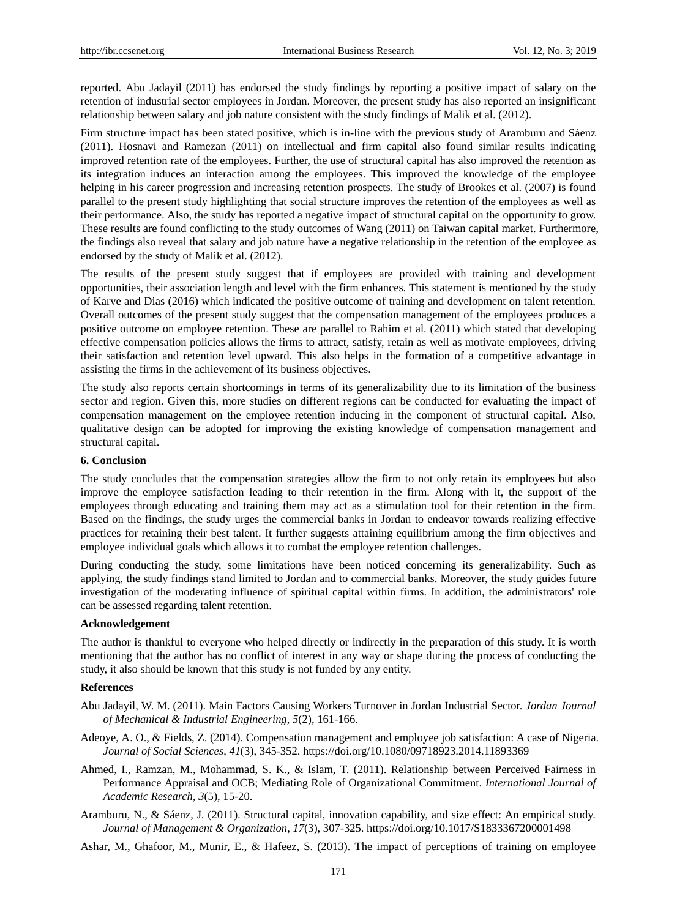reported. Abu Jadayil (2011) has endorsed the study findings by reporting a positive impact of salary on the retention of industrial sector employees in Jordan. Moreover, the present study has also reported an insignificant relationship between salary and job nature consistent with the study findings of Malik et al. (2012).

Firm structure impact has been stated positive, which is in-line with the previous study of Aramburu and Sáenz (2011). Hosnavi and Ramezan (2011) on intellectual and firm capital also found similar results indicating improved retention rate of the employees. Further, the use of structural capital has also improved the retention as its integration induces an interaction among the employees. This improved the knowledge of the employee helping in his career progression and increasing retention prospects. The study of Brookes et al. (2007) is found parallel to the present study highlighting that social structure improves the retention of the employees as well as their performance. Also, the study has reported a negative impact of structural capital on the opportunity to grow. These results are found conflicting to the study outcomes of Wang (2011) on Taiwan capital market. Furthermore, the findings also reveal that salary and job nature have a negative relationship in the retention of the employee as endorsed by the study of Malik et al. (2012).

The results of the present study suggest that if employees are provided with training and development opportunities, their association length and level with the firm enhances. This statement is mentioned by the study of Karve and Dias (2016) which indicated the positive outcome of training and development on talent retention. Overall outcomes of the present study suggest that the compensation management of the employees produces a positive outcome on employee retention. These are parallel to Rahim et al. (2011) which stated that developing effective compensation policies allows the firms to attract, satisfy, retain as well as motivate employees, driving their satisfaction and retention level upward. This also helps in the formation of a competitive advantage in assisting the firms in the achievement of its business objectives.

The study also reports certain shortcomings in terms of its generalizability due to its limitation of the business sector and region. Given this, more studies on different regions can be conducted for evaluating the impact of compensation management on the employee retention inducing in the component of structural capital. Also, qualitative design can be adopted for improving the existing knowledge of compensation management and structural capital.

## 6. Conclusion

The study concludes that the compensation strategies allow the firm to not only retain its employees but also improve the employee satisfaction leading to their retention in the firm. Along with it, the support of the employees through educating and training them may act as a stimulation tool for their retention in the firm. Based on the findings, the study urges the commercial banks in Jordan to endeavor towards realizing effective practices for retaining their best talent. It further suggests attaining equilibrium among the firm objectives and employee individual goals which allows it to combat the employee retention challenges.

During conducting the study, some limitations have been noticed concerning its generalizability. Such as applying, the study findings stand limited to Jordan and to commercial banks. Moreover, the study guides future investigation of the moderating influence of spiritual capital within firms. In addition, the administrators' role can be assessed regarding talent retention.

## Acknowledgement

The author is thankful to everyone who helped directly or indirectly in the preparation of this study. It is worth mentioning that the author has no conflict of interest in any way or shape during the process of conducting the study, it also should be known that this study is not funded by any entity.

## References

Abu Jadayil, W. M. (2011). Main Factors Causing Workers Turnover in Jordan Industrial Sector. *Jordan Journal of Mechanical & Industrial Engineering*, *5*(2), 161-166.

Adeoye, A. O., & Fields, Z. (2014). Compensation management and employee job satisfaction: A case of Nigeria. *Journal of Social Sciences*, *41*(3), 345-352. https://doi.org/10.1080/09718923.2014.11893369

Ahmed, I., Ramzan, M., Mohammad, S. K., & Islam, T. (2011). Relationship between Perceived Fairness in Performance Appraisal and OCB; Mediating Role of Organizational Commitment. *International Journal of Academic Research*, *3*(5), 15-20.

Aramburu, N., & Sáenz, J. (2011). Structural capital, innovation capability, and size effect: An empirical study. *Journal of Management & Organization*, *17*(3), 307-325. https://doi.org/10.1017/S1833367200001498

Ashar, M., Ghafoor, M., Munir, E., & Hafeez, S. (2013). The impact of perceptions of training on employee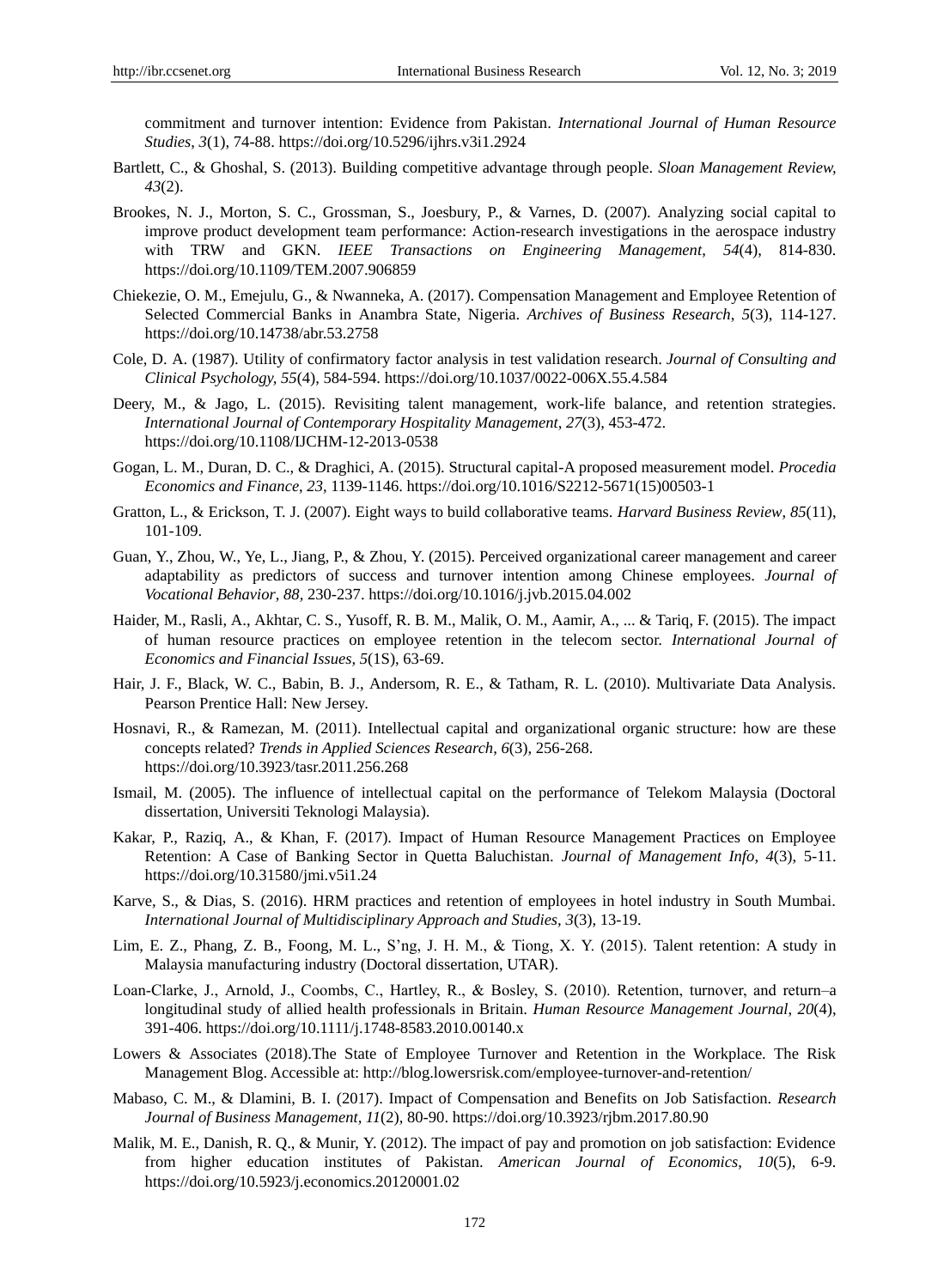commitment and turnover intention: Evidence from Pakistan. *International Journal of Human Resource Studies*, *3*(1), 74-88. https://doi.org/10.5296/ijhrs.v3i1.2924

Bartlett, C., & Ghoshal, S. (2013). Building competitive advantage through people. *Sloan Management Review*, *43*(2).

Brookes, N. J., Morton, S. C., Grossman, S., Joesbury, P., & Varnes, D. (2007). Analyzing social capital to improve product development team performance: Action-research investigations in the aerospace industry with TRW and GKN. *IEEE Transactions on Engineering Management*, *54*(4), 814-830. https://doi.org/10.1109/TEM.2007.906859

Chiekezie, O. M., Emejulu, G., & Nwanneka, A. (2017). Compensation Management and Employee Retention of Selected Commercial Banks in Anambra State, Nigeria. *Archives of Business Research*, *5*(3), 114-127. https://doi.org/10.14738/abr.53.2758

Cole, D. A. (1987). Utility of confirmatory factor analysis in test validation research. *Journal of Consulting and Clinical Psychology, 55*(4), 584-594. https://doi.org/10.1037/0022-006X.55.4.584

Deery, M., & Jago, L. (2015). Revisiting talent management, work-life balance, and retention strategies. *International Journal of Contemporary Hospitality Management*, *27*(3), 453-472. https://doi.org/10.1108/IJCHM-12-2013-0538

Gogan, L. M., Duran, D. C., & Draghici, A. (2015). Structural capital-A proposed measurement model. *Procedia Economics and Finance*, *23*, 1139-1146. https://doi.org/10.1016/S2212-5671(15)00503-1

Gratton, L., & Erickson, T. J. (2007). Eight ways to build collaborative teams. *Harvard Business Review*, *85*(11), 101-109.

Guan, Y., Zhou, W., Ye, L., Jiang, P., & Zhou, Y. (2015). Perceived organizational career management and career adaptability as predictors of success and turnover intention among Chinese employees. *Journal of Vocational Behavior*, *88*, 230-237. https://doi.org/10.1016/j.jvb.2015.04.002

Haider, M., Rasli, A., Akhtar, C. S., Yusoff, R. B. M., Malik, O. M., Aamir, A., ... & Tariq, F. (2015). The impact of human resource practices on employee retention in the telecom sector. *International Journal of Economics and Financial Issues*, *5*(1S), 63-69.

Hair, J. F., Black, W. C., Babin, B. J., Andersom, R. E., & Tatham, R. L. (2010). Multivariate Data Analysis. Pearson Prentice Hall: New Jersey.

Hosnavi, R., & Ramezan, M. (2011). Intellectual capital and organizational organic structure: how are these concepts related? *Trends in Applied Sciences Research*, *6*(3), 256-268. https://doi.org/10.3923/tasr.2011.256.268

Ismail, M. (2005). The influence of intellectual capital on the performance of Telekom Malaysia (Doctoral dissertation, Universiti Teknologi Malaysia).

Kakar, P., Raziq, A., & Khan, F. (2017). Impact of Human Resource Management Practices on Employee Retention: A Case of Banking Sector in Quetta Baluchistan. *Journal of Management Info*, *4*(3), 5-11. https://doi.org/10.31580/jmi.v5i1.24

Karve, S., & Dias, S. (2016). HRM practices and retention of employees in hotel industry in South Mumbai. *International Journal of Multidisciplinary Approach and Studies*, *3*(3), 13-19.

Lim, E. Z., Phang, Z. B., Foong, M. L., S'ng, J. H. M., & Tiong, X. Y. (2015). Talent retention: A study in Malaysia manufacturing industry (Doctoral dissertation, UTAR).

Loan-Clarke, J., Arnold, J., Coombs, C., Hartley, R., & Bosley, S. (2010). Retention, turnover, and return–a longitudinal study of allied health professionals in Britain. *Human Resource Management Journal*, *20*(4), 391-406. https://doi.org/10.1111/j.1748-8583.2010.00140.x

Lowers & Associates (2018).The State of Employee Turnover and Retention in the Workplace. The Risk Management Blog. Accessible at: http://blog.lowersrisk.com/employee-turnover-and-retention/

Mabaso, C. M., & Dlamini, B. I. (2017). Impact of Compensation and Benefits on Job Satisfaction. *Research Journal of Business Management*, *11*(2), 80-90. https://doi.org/10.3923/rjbm.2017.80.90

Malik, M. E., Danish, R. Q., & Munir, Y. (2012). The impact of pay and promotion on job satisfaction: Evidence from higher education institutes of Pakistan. *American Journal of Economics*, *10*(5), 6-9. https://doi.org/10.5923/j.economics.20120001.02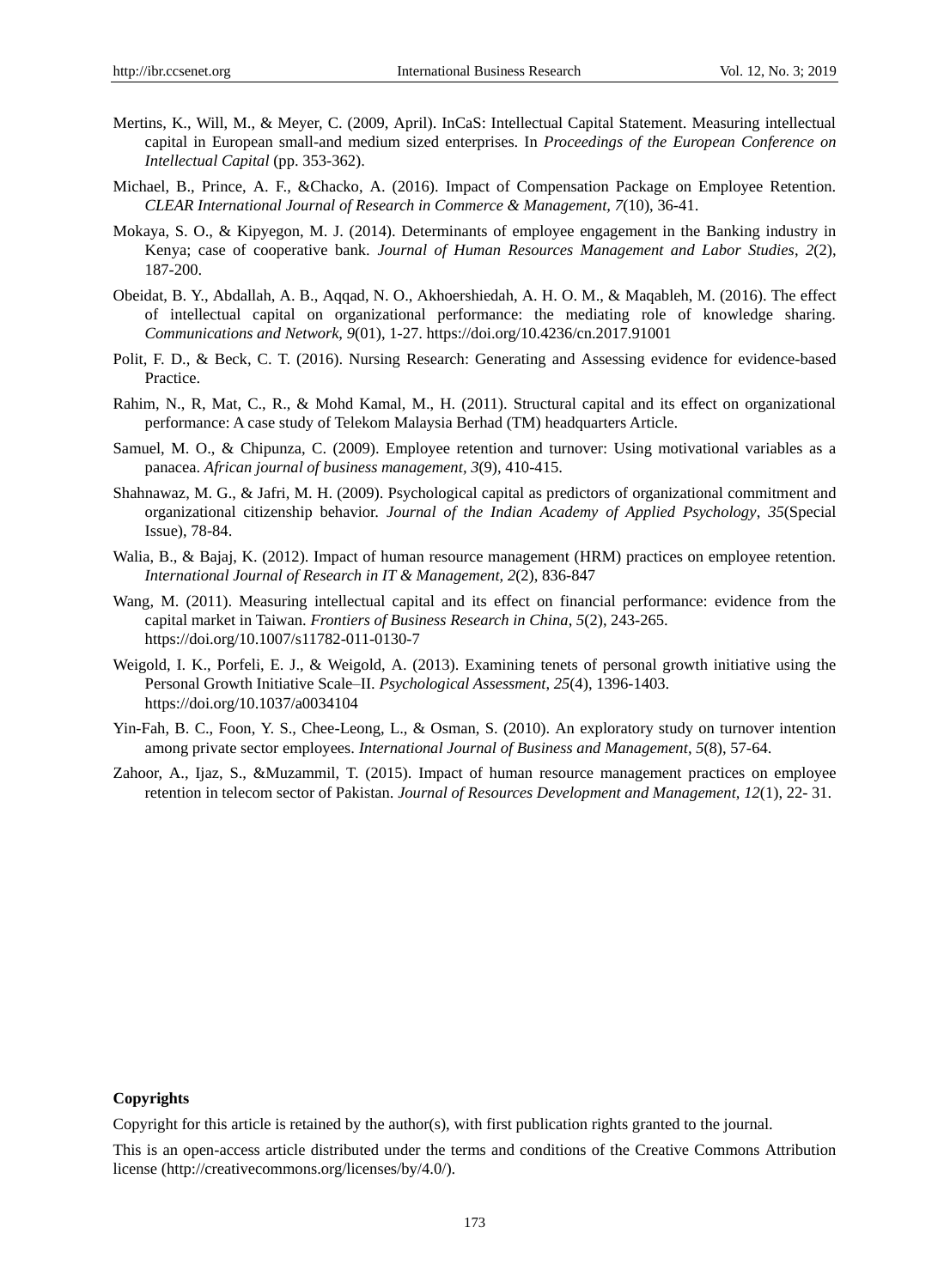Mertins, K., Will, M., & Meyer, C. (2009, April). InCaS: Intellectual Capital Statement. Measuring intellectual capital in European small-and medium sized enterprises. In *Proceedings of the European Conference on Intellectual Capital* (pp. 353-362).

Michael, B., Prince, A. F., &Chacko, A. (2016). Impact of Compensation Package on Employee Retention. *CLEAR International Journal of Research in Commerce & Management, 7*(10), 36-41.

Mokaya, S. O., & Kipyegon, M. J. (2014). Determinants of employee engagement in the Banking industry in Kenya; case of cooperative bank. *Journal of Human Resources Management and Labor Studies*, *2*(2), 187-200.

Obeidat, B. Y., Abdallah, A. B., Aqqad, N. O., Akhoershiedah, A. H. O. M., & Maqableh, M. (2016). The effect of intellectual capital on organizational performance: the mediating role of knowledge sharing. *Communications and Network, 9*(01), 1-27. https://doi.org/10.4236/cn.2017.91001

Polit, F. D., & Beck, C. T. (2016). Nursing Research: Generating and Assessing evidence for evidence-based Practice.

Rahim, N., R, Mat, C., R., & Mohd Kamal, M., H. (2011). Structural capital and its effect on organizational performance: A case study of Telekom Malaysia Berhad (TM) headquarters Article.

Samuel, M. O., & Chipunza, C. (2009). Employee retention and turnover: Using motivational variables as a panacea. *African journal of business management, 3*(9), 410-415.

Shahnawaz, M. G., & Jafri, M. H. (2009). Psychological capital as predictors of organizational commitment and organizational citizenship behavior. *Journal of the Indian Academy of Applied Psychology*, *35*(Special Issue), 78-84.

Walia, B., & Bajaj, K. (2012). Impact of human resource management (HRM) practices on employee retention. *International Journal of Research in IT & Management, 2*(2), 836-847

Wang, M. (2011). Measuring intellectual capital and its effect on financial performance: evidence from the capital market in Taiwan. *Frontiers of Business Research in China, 5*(2), 243-265. https://doi.org/10.1007/s11782-011-0130-7

Weigold, I. K., Porfeli, E. J., & Weigold, A. (2013). Examining tenets of personal growth initiative using the Personal Growth Initiative Scale–II. *Psychological Assessment*, *25*(4), 1396-1403. https://doi.org/10.1037/a0034104

Yin-Fah, B. C., Foon, Y. S., Chee-Leong, L., & Osman, S. (2010). An exploratory study on turnover intention among private sector employees. *International Journal of Business and Management*, *5*(8), 57-64.

Zahoor, A., Ijaz, S., &Muzammil, T. (2015). Impact of human resource management practices on employee retention in telecom sector of Pakistan. *Journal of Resources Development and Management, 12*(1), 22- 31.

**Copyrights**

Copyright for this article is retained by the author(s), with first publication rights granted to the journal.

This is an open-access article distributed under the terms and conditions of the Creative Commons Attribution license (http://creativecommons.org/licenses/by/4.0/).